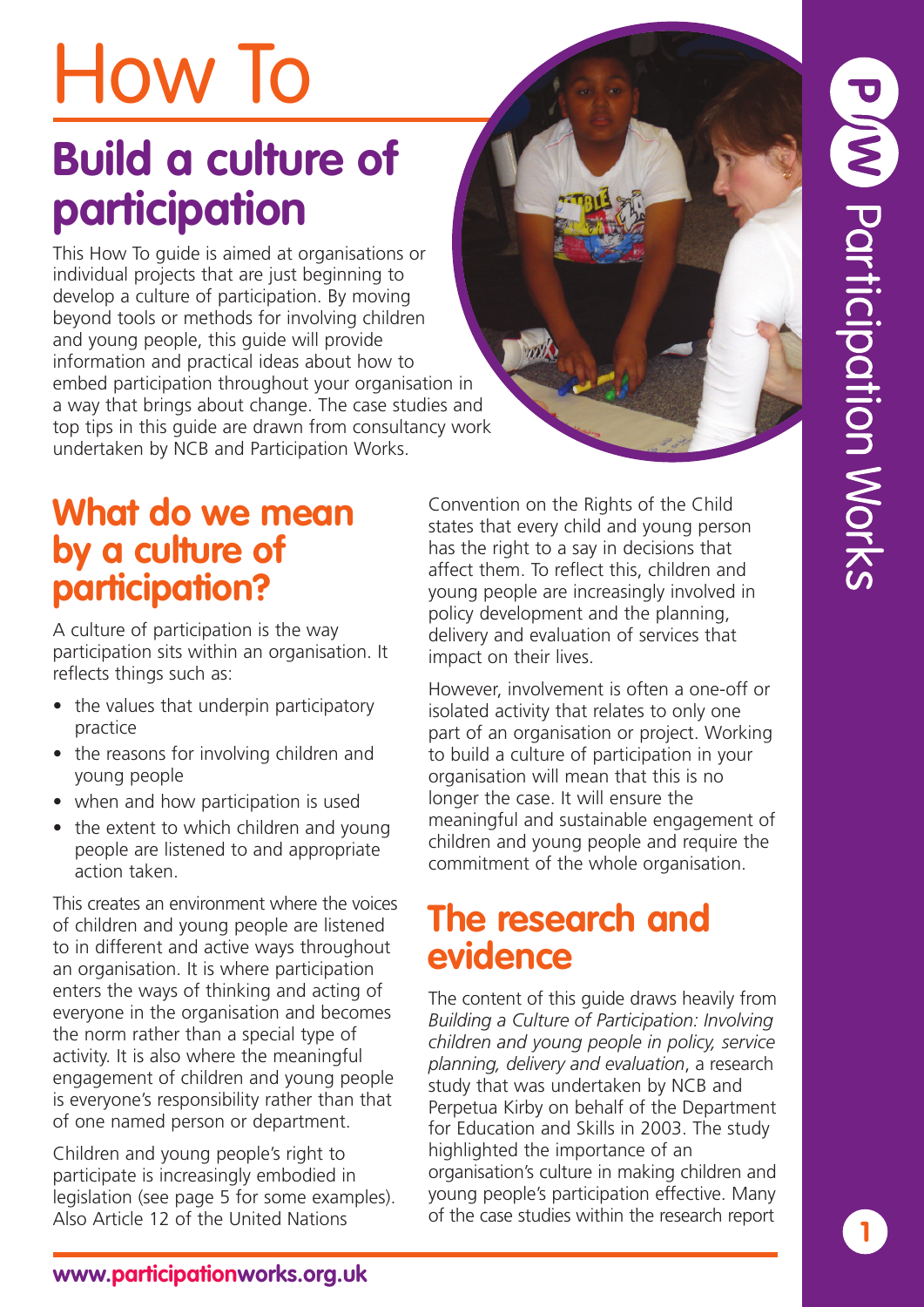# How To

## Build a culture of participation

This How To guide is aimed at organisations or individual projects that are just beginning to develop a culture of participation. By moving beyond tools or methods for involving children and young people, this guide will provide information and practical ideas about how to embed participation throughout your organisation in a way that brings about change. The case studies and top tips in this guide are drawn from consultancy work undertaken by NCB and Participation Works.

## What do we mean by a culture of participation?

A culture of participation is the way participation sits within an organisation. It reflects things such as:

- the values that underpin participatory practice
- the reasons for involving children and young people
- when and how participation is used
- the extent to which children and young people are listened to and appropriate action taken.

This creates an environment where the voices of children and young people are listened to in different and active ways throughout an organisation. It is where participation enters the ways of thinking and acting of everyone in the organisation and becomes the norm rather than a special type of activity. It is also where the meaningful engagement of children and young people is everyone's responsibility rather than that of one named person or department.

Children and young people's right to participate is increasingly embodied in legislation (see page 5 for some examples). Also Article 12 of the United Nations Convention on the Rights of the Child states that every child and young person has the right to a say in decisions that affect them. To reflect this, children and young people are increasingly involved in policy development and the planning, delivery and evaluation of services that impact on their lives.

However, involvement is often a one-off or isolated activity that relates to only one part of an organisation or project. Working to build a culture of participation in your organisation will mean that this is no longer the case. It will ensure the meaningful and sustainable engagement of children and young people and require the commitment of the whole organisation.

## The research and evidence

The content of this guide draws heavily from *Building a Culture of Participation: Involving children and young people in policy, service planning, delivery and evaluation*, a research study that was undertaken by NCB and Perpetua Kirby on behalf of the Department for Education and Skills in 2003. The study highlighted the importance of an organisation's culture in making children and young people's participation effective. Many of the case studies within the research report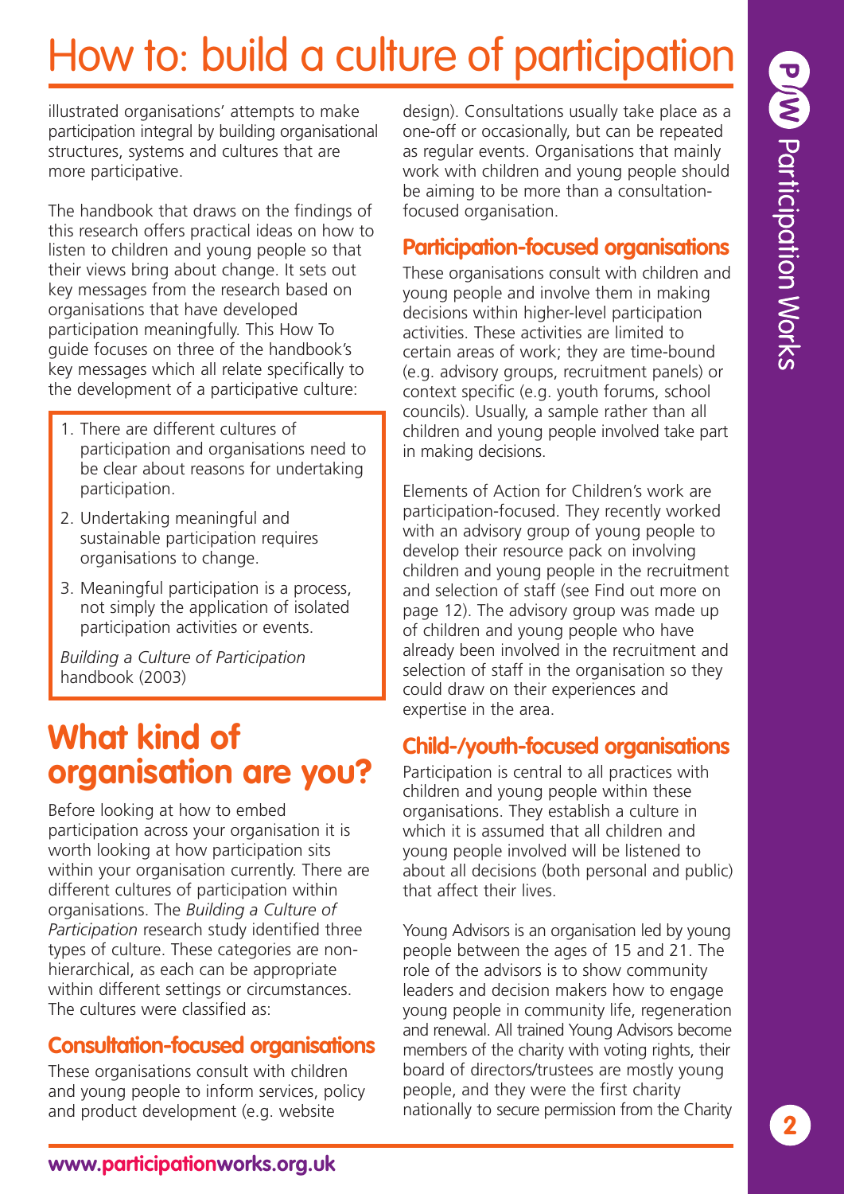# How to: build a culture of participation

illustrated organisations' attempts to make participation integral by building organisational structures, systems and cultures that are more participative.

The handbook that draws on the findings of this research offers practical ideas on how to listen to children and young people so that their views bring about change. It sets out key messages from the research based on organisations that have developed participation meaningfully. This How To guide focuses on three of the handbook's key messages which all relate specifically to the development of a participative culture:

> 1. There are different cultures of participation and organisations need to be clear about reasons for undertaking participation.
> 2. Undertaking meaningful and sustainable participation requires organisations to change.
> 3. Meaningful participation is a process, not simply the application of isolated participation activities or events.
>
> *Building a Culture of Participation* handbook (2003)

## What kind of organisation are you?

Before looking at how to embed participation across your organisation it is worth looking at how participation sits within your organisation currently. There are different cultures of participation within organisations. The *Building a Culture of Participation* research study identified three types of culture. These categories are non-hierarchical, as each can be appropriate within different settings or circumstances. The cultures were classified as:

### Consultation-focused organisations

These organisations consult with children and young people to inform services, policy and product development (e.g. website design). Consultations usually take place as a one-off or occasionally, but can be repeated as regular events. Organisations that mainly work with children and young people should be aiming to be more than a consultation-focused organisation.

### Participation-focused organisations

These organisations consult with children and young people and involve them in making decisions within higher-level participation activities. These activities are limited to certain areas of work; they are time-bound (e.g. advisory groups, recruitment panels) or context specific (e.g. youth forums, school councils). Usually, a sample rather than all children and young people involved take part in making decisions.

Elements of Action for Children's work are participation-focused. They recently worked with an advisory group of young people to develop their resource pack on involving children and young people in the recruitment and selection of staff (see Find out more on page 12). The advisory group was made up of children and young people who have already been involved in the recruitment and selection of staff in the organisation so they could draw on their experiences and expertise in the area.

### Child-/youth-focused organisations

Participation is central to all practices with children and young people within these organisations. They establish a culture in which it is assumed that all children and young people involved will be listened to about all decisions (both personal and public) that affect their lives.

Young Advisors is an organisation led by young people between the ages of 15 and 21. The role of the advisors is to show community leaders and decision makers how to engage young people in community life, regeneration and renewal. All trained Young Advisors become members of the charity with voting rights, their board of directors/trustees are mostly young people, and they were the first charity nationally to secure permission from the Charity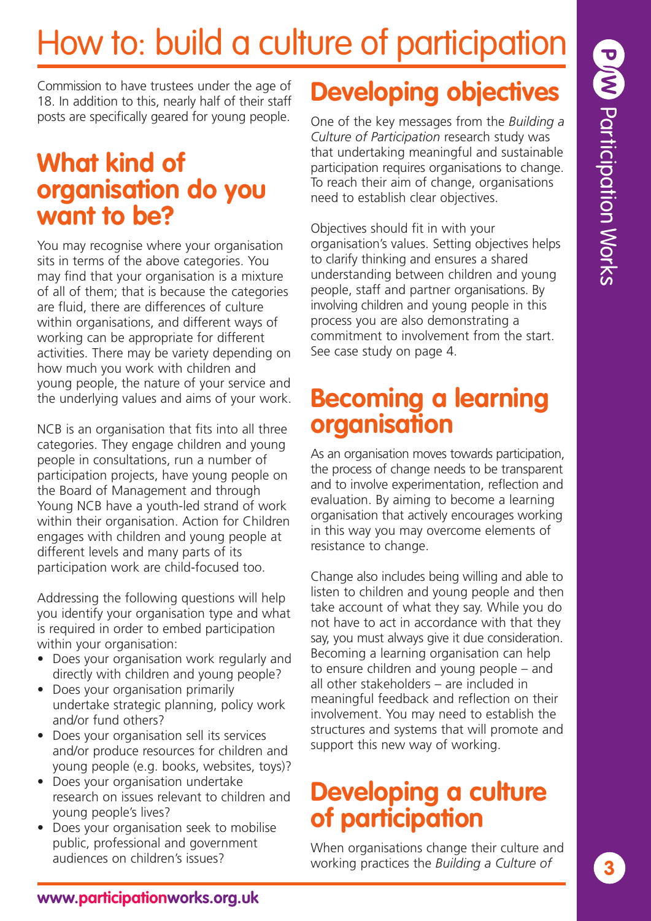# How to: build a culture of participation

Commission to have trustees under the age of 18. In addition to this, nearly half of their staff posts are specifically geared for young people.

## What kind of organisation do you want to be?

You may recognise where your organisation sits in terms of the above categories. You may find that your organisation is a mixture of all of them; that is because the categories are fluid, there are differences of culture within organisations, and different ways of working can be appropriate for different activities. There may be variety depending on how much you work with children and young people, the nature of your service and the underlying values and aims of your work.

NCB is an organisation that fits into all three categories. They engage children and young people in consultations, run a number of participation projects, have young people on the Board of Management and through Young NCB have a youth-led strand of work within their organisation. Action for Children engages with children and young people at different levels and many parts of its participation work are child-focused too.

Addressing the following questions will help you identify your organisation type and what is required in order to embed participation within your organisation:

- Does your organisation work regularly and directly with children and young people?
- Does your organisation primarily undertake strategic planning, policy work and/or fund others?
- Does your organisation sell its services and/or produce resources for children and young people (e.g. books, websites, toys)?
- Does your organisation undertake research on issues relevant to children and young people's lives?
- Does your organisation seek to mobilise public, professional and government audiences on children's issues?

## Developing objectives

One of the key messages from the *Building a Culture of Participation* research study was that undertaking meaningful and sustainable participation requires organisations to change. To reach their aim of change, organisations need to establish clear objectives.

Objectives should fit in with your organisation's values. Setting objectives helps to clarify thinking and ensures a shared understanding between children and young people, staff and partner organisations. By involving children and young people in this process you are also demonstrating a commitment to involvement from the start. See case study on page 4.

## Becoming a learning organisation

As an organisation moves towards participation, the process of change needs to be transparent and to involve experimentation, reflection and evaluation. By aiming to become a learning organisation that actively encourages working in this way you may overcome elements of resistance to change.

Change also includes being willing and able to listen to children and young people and then take account of what they say. While you do not have to act in accordance with that they say, you must always give it due consideration. Becoming a learning organisation can help to ensure children and young people – and all other stakeholders – are included in meaningful feedback and reflection on their involvement. You may need to establish the structures and systems that will promote and support this new way of working.

## Developing a culture of participation

When organisations change their culture and working practices the *Building a Culture of*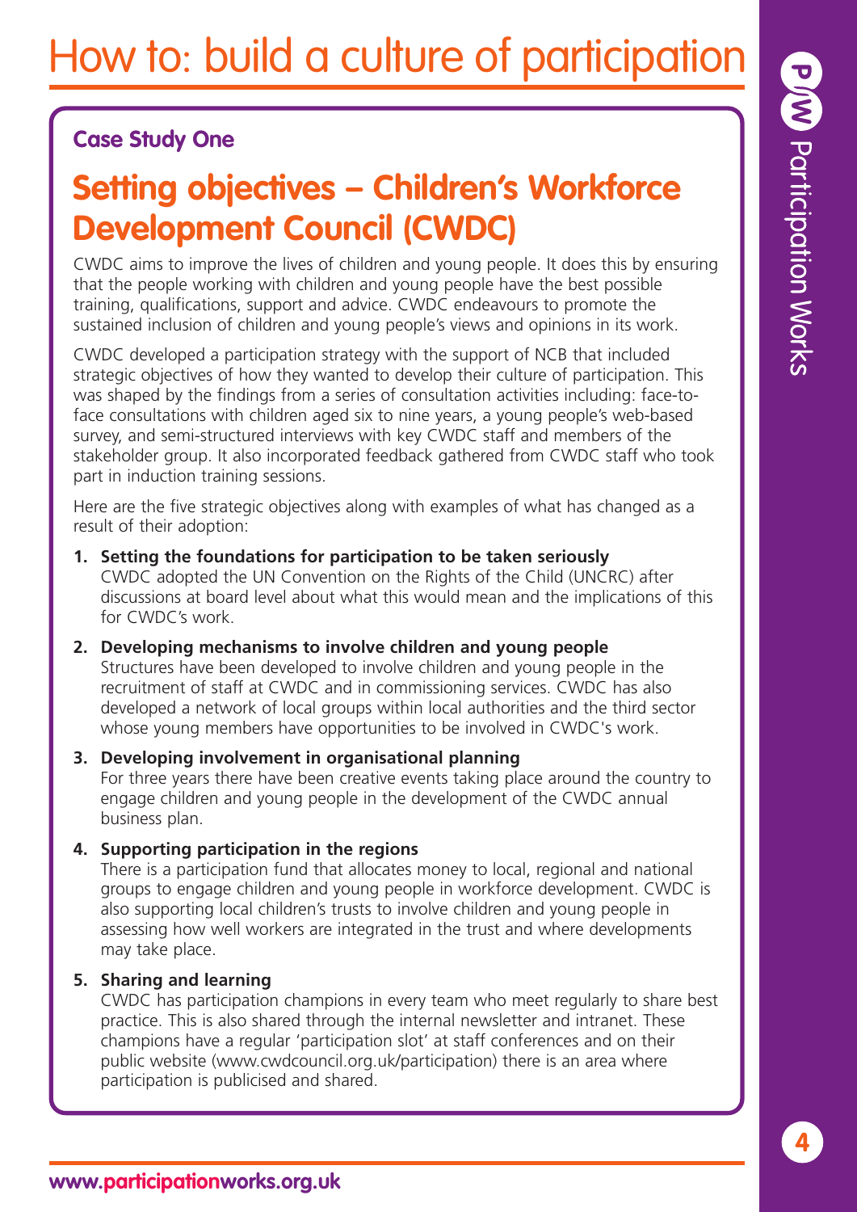# How to: build a culture of participation

### Case Study One

## Setting objectives – Children's Workforce Development Council (CWDC)

CWDC aims to improve the lives of children and young people. It does this by ensuring that the people working with children and young people have the best possible training, qualifications, support and advice. CWDC endeavours to promote the sustained inclusion of children and young people's views and opinions in its work.

CWDC developed a participation strategy with the support of NCB that included strategic objectives of how they wanted to develop their culture of participation. This was shaped by the findings from a series of consultation activities including: face-to-face consultations with children aged six to nine years, a young people's web-based survey, and semi-structured interviews with key CWDC staff and members of the stakeholder group. It also incorporated feedback gathered from CWDC staff who took part in induction training sessions.

Here are the five strategic objectives along with examples of what has changed as a result of their adoption:

1. **Setting the foundations for participation to be taken seriously**
   CWDC adopted the UN Convention on the Rights of the Child (UNCRC) after discussions at board level about what this would mean and the implications of this for CWDC's work.

2. **Developing mechanisms to involve children and young people**
   Structures have been developed to involve children and young people in the recruitment of staff at CWDC and in commissioning services. CWDC has also developed a network of local groups within local authorities and the third sector whose young members have opportunities to be involved in CWDC's work.

3. **Developing involvement in organisational planning**
   For three years there have been creative events taking place around the country to engage children and young people in the development of the CWDC annual business plan.

4. **Supporting participation in the regions**
   There is a participation fund that allocates money to local, regional and national groups to engage children and young people in workforce development. CWDC is also supporting local children's trusts to involve children and young people in assessing how well workers are integrated in the trust and where developments may take place.

5. **Sharing and learning**
   CWDC has participation champions in every team who meet regularly to share best practice. This is also shared through the internal newsletter and intranet. These champions have a regular 'participation slot' at staff conferences and on their public website (www.cwdcouncil.org.uk/participation) there is an area where participation is publicised and shared.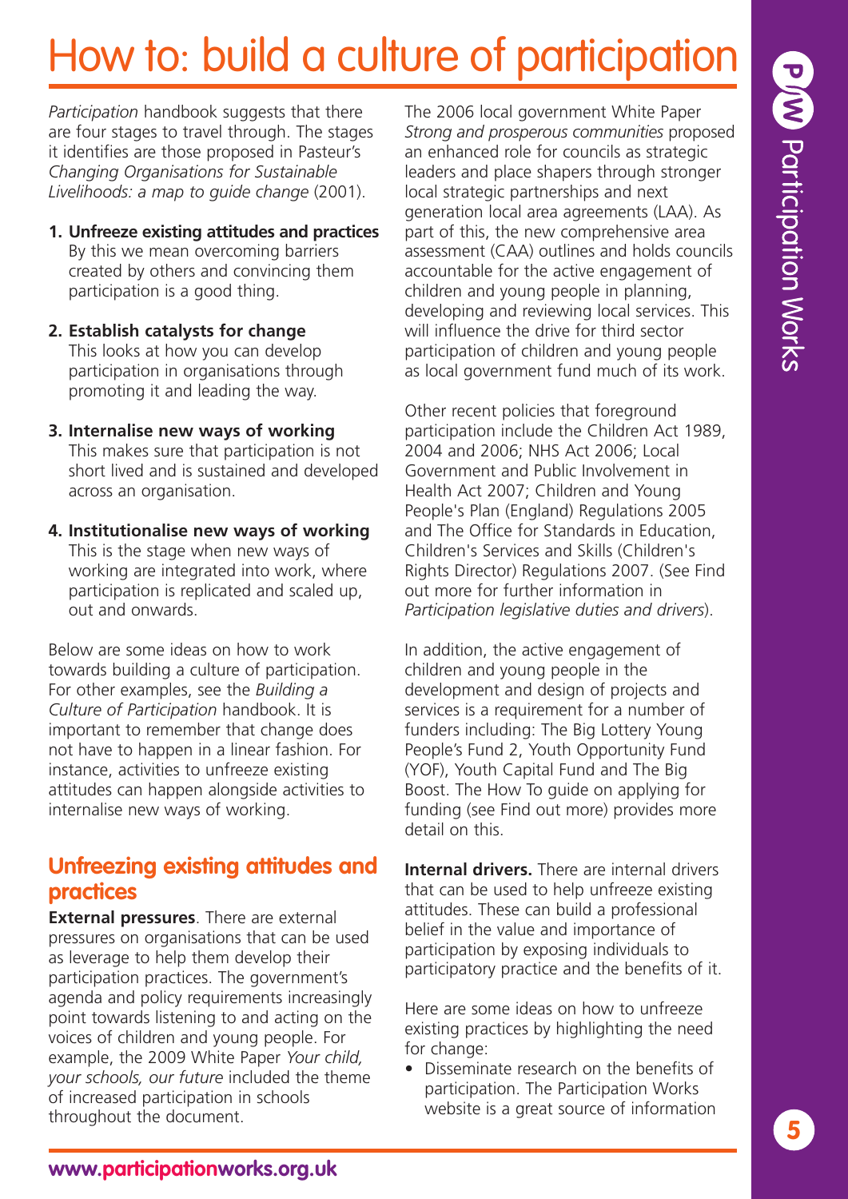# How to: build a culture of participation

*Participation* handbook suggests that there are four stages to travel through. The stages it identifies are those proposed in Pasteur's *Changing Organisations for Sustainable Livelihoods: a map to guide change* (2001).

1. **Unfreeze existing attitudes and practices** By this we mean overcoming barriers created by others and convincing them participation is a good thing.
2. **Establish catalysts for change** This looks at how you can develop participation in organisations through promoting it and leading the way.
3. **Internalise new ways of working** This makes sure that participation is not short lived and is sustained and developed across an organisation.
4. **Institutionalise new ways of working** This is the stage when new ways of working are integrated into work, where participation is replicated and scaled up, out and onwards.

Below are some ideas on how to work towards building a culture of participation. For other examples, see the *Building a Culture of Participation* handbook. It is important to remember that change does not have to happen in a linear fashion. For instance, activities to unfreeze existing attitudes can happen alongside activities to internalise new ways of working.

## Unfreezing existing attitudes and practices

**External pressures**. There are external pressures on organisations that can be used as leverage to help them develop their participation practices. The government's agenda and policy requirements increasingly point towards listening to and acting on the voices of children and young people. For example, the 2009 White Paper *Your child, your schools, our future* included the theme of increased participation in schools throughout the document.

The 2006 local government White Paper *Strong and prosperous communities* proposed an enhanced role for councils as strategic leaders and place shapers through stronger local strategic partnerships and next generation local area agreements (LAA). As part of this, the new comprehensive area assessment (CAA) outlines and holds councils accountable for the active engagement of children and young people in planning, developing and reviewing local services. This will influence the drive for third sector participation of children and young people as local government fund much of its work.

Other recent policies that foreground participation include the Children Act 1989, 2004 and 2006; NHS Act 2006; Local Government and Public Involvement in Health Act 2007; Children and Young People's Plan (England) Regulations 2005 and The Office for Standards in Education, Children's Services and Skills (Children's Rights Director) Regulations 2007. (See Find out more for further information in *Participation legislative duties and drivers*).

In addition, the active engagement of children and young people in the development and design of projects and services is a requirement for a number of funders including: The Big Lottery Young People's Fund 2, Youth Opportunity Fund (YOF), Youth Capital Fund and The Big Boost. The How To guide on applying for funding (see Find out more) provides more detail on this.

**Internal drivers.** There are internal drivers that can be used to help unfreeze existing attitudes. These can build a professional belief in the value and importance of participation by exposing individuals to participatory practice and the benefits of it.

Here are some ideas on how to unfreeze existing practices by highlighting the need for change:

- Disseminate research on the benefits of participation. The Participation Works website is a great source of information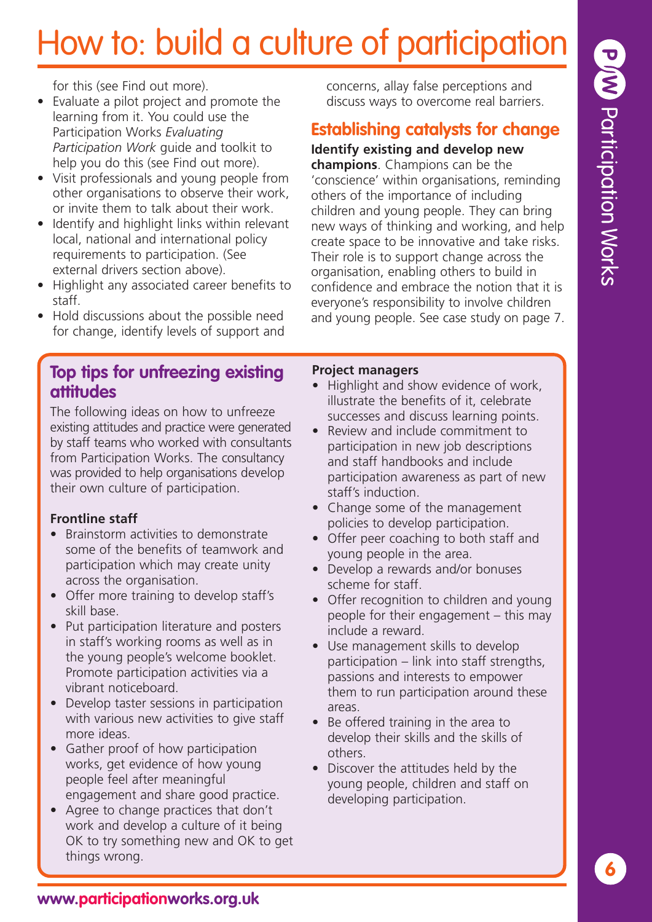# How to: build a culture of participation

for this (see Find out more).

- Evaluate a pilot project and promote the learning from it. You could use the Participation Works *Evaluating Participation Work* guide and toolkit to help you do this (see Find out more).
- Visit professionals and young people from other organisations to observe their work, or invite them to talk about their work.
- Identify and highlight links within relevant local, national and international policy requirements to participation. (See external drivers section above).
- Highlight any associated career benefits to staff.
- Hold discussions about the possible need for change, identify levels of support and concerns, allay false perceptions and discuss ways to overcome real barriers.

## Establishing catalysts for change

**Identify existing and develop new champions**. Champions can be the 'conscience' within organisations, reminding others of the importance of including children and young people. They can bring new ways of thinking and working, and help create space to be innovative and take risks. Their role is to support change across the organisation, enabling others to build in confidence and embrace the notion that it is everyone's responsibility to involve children and young people. See case study on page 7.

## Top tips for unfreezing existing attitudes

The following ideas on how to unfreeze existing attitudes and practice were generated by staff teams who worked with consultants from Participation Works. The consultancy was provided to help organisations develop their own culture of participation.

**Frontline staff**

- Brainstorm activities to demonstrate some of the benefits of teamwork and participation which may create unity across the organisation.
- Offer more training to develop staff's skill base.
- Put participation literature and posters in staff's working rooms as well as in the young people's welcome booklet. Promote participation activities via a vibrant noticeboard.
- Develop taster sessions in participation with various new activities to give staff more ideas.
- Gather proof of how participation works, get evidence of how young people feel after meaningful engagement and share good practice.
- Agree to change practices that don't work and develop a culture of it being OK to try something new and OK to get things wrong.

**Project managers**

- Highlight and show evidence of work, illustrate the benefits of it, celebrate successes and discuss learning points.
- Review and include commitment to participation in new job descriptions and staff handbooks and include participation awareness as part of new staff's induction.
- Change some of the management policies to develop participation.
- Offer peer coaching to both staff and young people in the area.
- Develop a rewards and/or bonuses scheme for staff.
- Offer recognition to children and young people for their engagement – this may include a reward.
- Use management skills to develop participation – link into staff strengths, passions and interests to empower them to run participation around these areas.
- Be offered training in the area to develop their skills and the skills of others.
- Discover the attitudes held by the young people, children and staff on developing participation.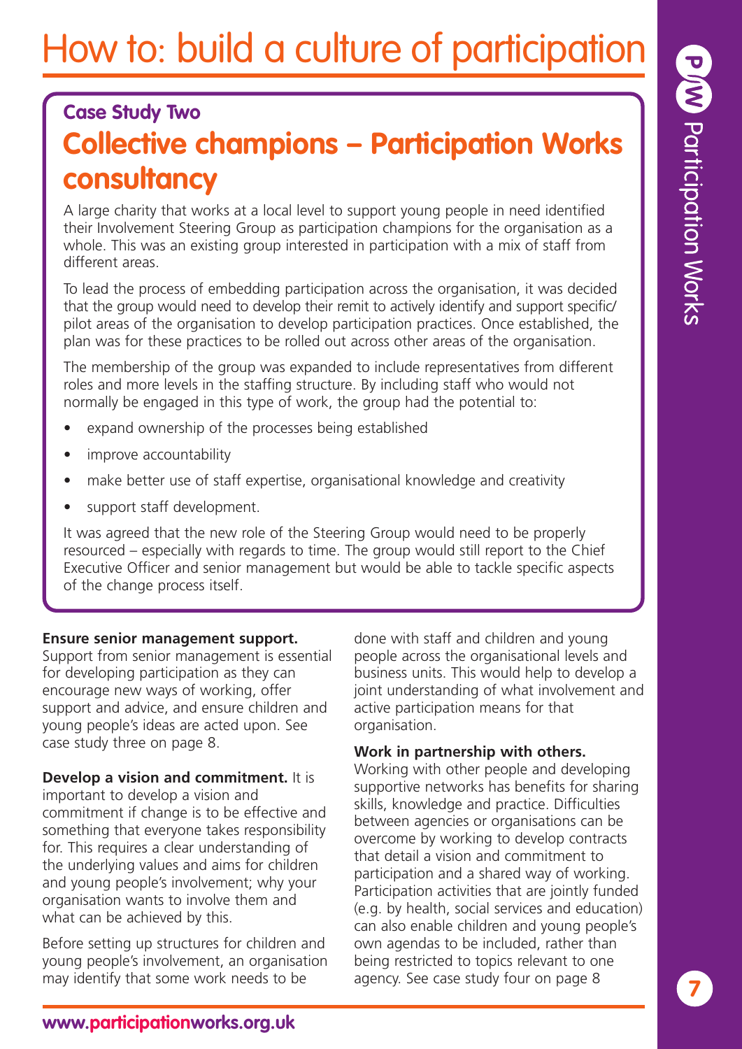# How to: build a culture of participation

### Case Study Two

## Collective champions – Participation Works consultancy

A large charity that works at a local level to support young people in need identified their Involvement Steering Group as participation champions for the organisation as a whole. This was an existing group interested in participation with a mix of staff from different areas.

To lead the process of embedding participation across the organisation, it was decided that the group would need to develop their remit to actively identify and support specific/pilot areas of the organisation to develop participation practices. Once established, the plan was for these practices to be rolled out across other areas of the organisation.

The membership of the group was expanded to include representatives from different roles and more levels in the staffing structure. By including staff who would not normally be engaged in this type of work, the group had the potential to:

- expand ownership of the processes being established
- improve accountability
- make better use of staff expertise, organisational knowledge and creativity
- support staff development.

It was agreed that the new role of the Steering Group would need to be properly resourced – especially with regards to time. The group would still report to the Chief Executive Officer and senior management but would be able to tackle specific aspects of the change process itself.

**Ensure senior management support.** Support from senior management is essential for developing participation as they can encourage new ways of working, offer support and advice, and ensure children and young people's ideas are acted upon. See case study three on page 8.

**Develop a vision and commitment.** It is important to develop a vision and commitment if change is to be effective and something that everyone takes responsibility for. This requires a clear understanding of the underlying values and aims for children and young people's involvement; why your organisation wants to involve them and what can be achieved by this.

Before setting up structures for children and young people's involvement, an organisation may identify that some work needs to be done with staff and children and young people across the organisational levels and business units. This would help to develop a joint understanding of what involvement and active participation means for that organisation.

**Work in partnership with others.** Working with other people and developing supportive networks has benefits for sharing skills, knowledge and practice. Difficulties between agencies or organisations can be overcome by working to develop contracts that detail a vision and commitment to participation and a shared way of working. Participation activities that are jointly funded (e.g. by health, social services and education) can also enable children and young people's own agendas to be included, rather than being restricted to topics relevant to one agency. See case study four on page 8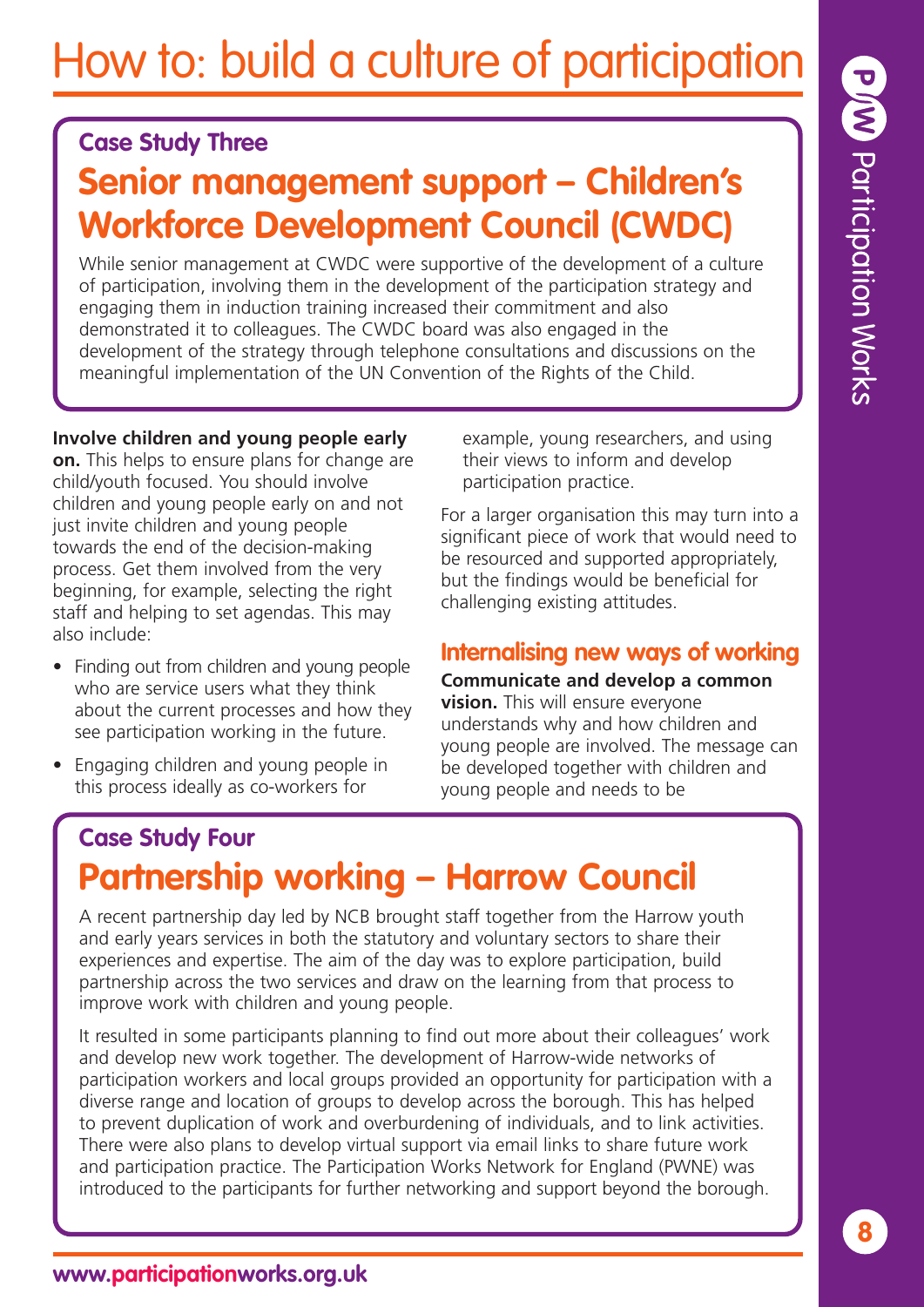# How to: build a culture of participation

## Case Study Three

## Senior management support – Children's Workforce Development Council (CWDC)

While senior management at CWDC were supportive of the development of a culture of participation, involving them in the development of the participation strategy and engaging them in induction training increased their commitment and also demonstrated it to colleagues. The CWDC board was also engaged in the development of the strategy through telephone consultations and discussions on the meaningful implementation of the UN Convention of the Rights of the Child.

**Involve children and young people early on.** This helps to ensure plans for change are child/youth focused. You should involve children and young people early on and not just invite children and young people towards the end of the decision-making process. Get them involved from the very beginning, for example, selecting the right staff and helping to set agendas. This may also include:

- Finding out from children and young people who are service users what they think about the current processes and how they see participation working in the future.
- Engaging children and young people in this process ideally as co-workers for example, young researchers, and using their views to inform and develop participation practice.

For a larger organisation this may turn into a significant piece of work that would need to be resourced and supported appropriately, but the findings would be beneficial for challenging existing attitudes.

### Internalising new ways of working

**Communicate and develop a common vision.** This will ensure everyone understands why and how children and young people are involved. The message can be developed together with children and young people and needs to be

## Case Study Four

## Partnership working – Harrow Council

A recent partnership day led by NCB brought staff together from the Harrow youth and early years services in both the statutory and voluntary sectors to share their experiences and expertise. The aim of the day was to explore participation, build partnership across the two services and draw on the learning from that process to improve work with children and young people.

It resulted in some participants planning to find out more about their colleagues' work and develop new work together. The development of Harrow-wide networks of participation workers and local groups provided an opportunity for participation with a diverse range and location of groups to develop across the borough. This has helped to prevent duplication of work and overburdening of individuals, and to link activities. There were also plans to develop virtual support via email links to share future work and participation practice. The Participation Works Network for England (PWNE) was introduced to the participants for further networking and support beyond the borough.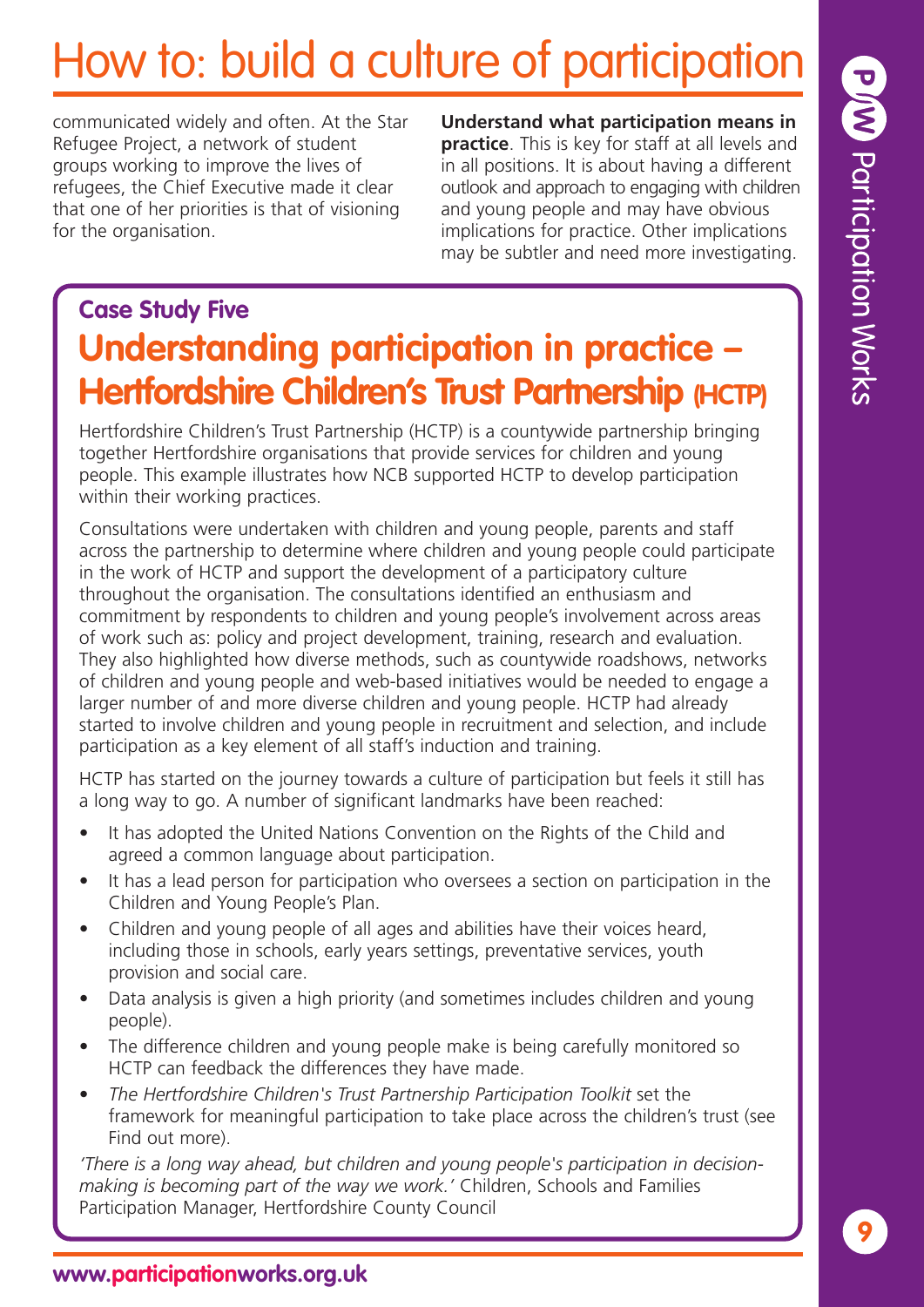# How to: build a culture of participation

communicated widely and often. At the Star Refugee Project, a network of student groups working to improve the lives of refugees, the Chief Executive made it clear that one of her priorities is that of visioning for the organisation.

**Understand what participation means in practice**. This is key for staff at all levels and in all positions. It is about having a different outlook and approach to engaging with children and young people and may have obvious implications for practice. Other implications may be subtler and need more investigating.

### Case Study Five

## Understanding participation in practice – Hertfordshire Children's Trust Partnership (HCTP)

Hertfordshire Children's Trust Partnership (HCTP) is a countywide partnership bringing together Hertfordshire organisations that provide services for children and young people. This example illustrates how NCB supported HCTP to develop participation within their working practices.

Consultations were undertaken with children and young people, parents and staff across the partnership to determine where children and young people could participate in the work of HCTP and support the development of a participatory culture throughout the organisation. The consultations identified an enthusiasm and commitment by respondents to children and young people's involvement across areas of work such as: policy and project development, training, research and evaluation. They also highlighted how diverse methods, such as countywide roadshows, networks of children and young people and web-based initiatives would be needed to engage a larger number of and more diverse children and young people. HCTP had already started to involve children and young people in recruitment and selection, and include participation as a key element of all staff's induction and training.

HCTP has started on the journey towards a culture of participation but feels it still has a long way to go. A number of significant landmarks have been reached:

- It has adopted the United Nations Convention on the Rights of the Child and agreed a common language about participation.
- It has a lead person for participation who oversees a section on participation in the Children and Young People's Plan.
- Children and young people of all ages and abilities have their voices heard, including those in schools, early years settings, preventative services, youth provision and social care.
- Data analysis is given a high priority (and sometimes includes children and young people).
- The difference children and young people make is being carefully monitored so HCTP can feedback the differences they have made.
- *The Hertfordshire Children's Trust Partnership Participation Toolkit* set the framework for meaningful participation to take place across the children's trust (see Find out more).

*'There is a long way ahead, but children and young people's participation in decision-making is becoming part of the way we work.'* Children, Schools and Families Participation Manager, Hertfordshire County Council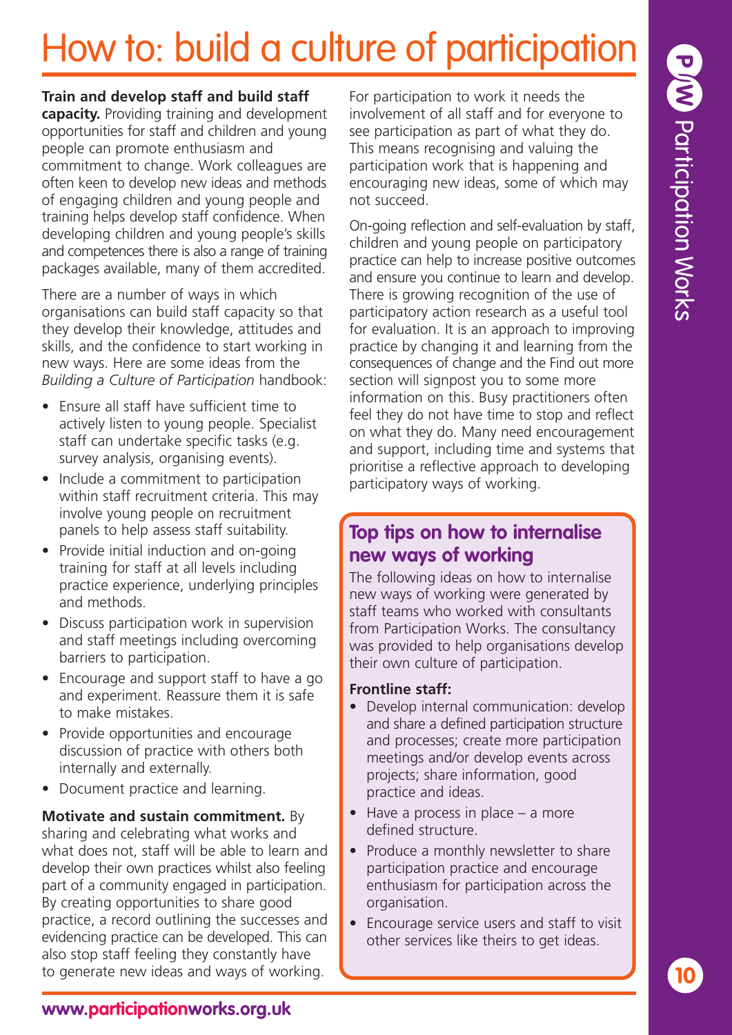# How to: build a culture of participation

**Train and develop staff and build staff capacity.** Providing training and development opportunities for staff and children and young people can promote enthusiasm and commitment to change. Work colleagues are often keen to develop new ideas and methods of engaging children and young people and training helps develop staff confidence. When developing children and young people's skills and competences there is also a range of training packages available, many of them accredited.

There are a number of ways in which organisations can build staff capacity so that they develop their knowledge, attitudes and skills, and the confidence to start working in new ways. Here are some ideas from the *Building a Culture of Participation* handbook:

- Ensure all staff have sufficient time to actively listen to young people. Specialist staff can undertake specific tasks (e.g. survey analysis, organising events).
- Include a commitment to participation within staff recruitment criteria. This may involve young people on recruitment panels to help assess staff suitability.
- Provide initial induction and on-going training for staff at all levels including practice experience, underlying principles and methods.
- Discuss participation work in supervision and staff meetings including overcoming barriers to participation.
- Encourage and support staff to have a go and experiment. Reassure them it is safe to make mistakes.
- Provide opportunities and encourage discussion of practice with others both internally and externally.
- Document practice and learning.

**Motivate and sustain commitment.** By sharing and celebrating what works and what does not, staff will be able to learn and develop their own practices whilst also feeling part of a community engaged in participation. By creating opportunities to share good practice, a record outlining the successes and evidencing practice can be developed. This can also stop staff feeling they constantly have to generate new ideas and ways of working.

For participation to work it needs the involvement of all staff and for everyone to see participation as part of what they do. This means recognising and valuing the participation work that is happening and encouraging new ideas, some of which may not succeed.

On-going reflection and self-evaluation by staff, children and young people on participatory practice can help to increase positive outcomes and ensure you continue to learn and develop. There is growing recognition of the use of participatory action research as a useful tool for evaluation. It is an approach to improving practice by changing it and learning from the consequences of change and the Find out more section will signpost you to some more information on this. Busy practitioners often feel they do not have time to stop and reflect on what they do. Many need encouragement and support, including time and systems that prioritise a reflective approach to developing participatory ways of working.

## Top tips on how to internalise new ways of working

The following ideas on how to internalise new ways of working were generated by staff teams who worked with consultants from Participation Works. The consultancy was provided to help organisations develop their own culture of participation.

**Frontline staff:**

- Develop internal communication: develop and share a defined participation structure and processes; create more participation meetings and/or develop events across projects; share information, good practice and ideas.
- Have a process in place – a more defined structure.
- Produce a monthly newsletter to share participation practice and encourage enthusiasm for participation across the organisation.
- Encourage service users and staff to visit other services like theirs to get ideas.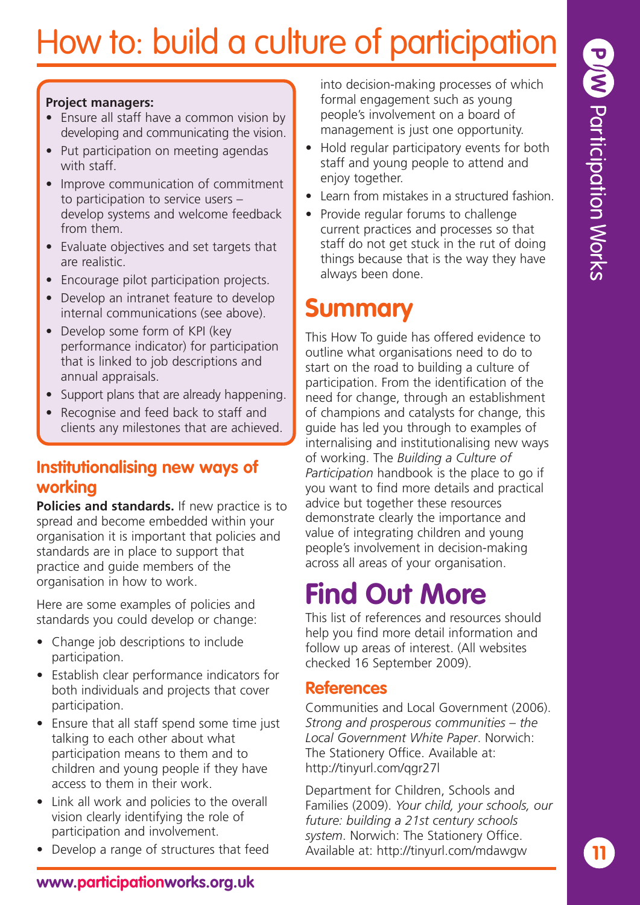# How to: build a culture of participation

**Project managers:**

- Ensure all staff have a common vision by developing and communicating the vision.
- Put participation on meeting agendas with staff.
- Improve communication of commitment to participation to service users – develop systems and welcome feedback from them.
- Evaluate objectives and set targets that are realistic.
- Encourage pilot participation projects.
- Develop an intranet feature to develop internal communications (see above).
- Develop some form of KPI (key performance indicator) for participation that is linked to job descriptions and annual appraisals.
- Support plans that are already happening.
- Recognise and feed back to staff and clients any milestones that are achieved.

## Institutionalising new ways of working

**Policies and standards.** If new practice is to spread and become embedded within your organisation it is important that policies and standards are in place to support that practice and guide members of the organisation in how to work.

Here are some examples of policies and standards you could develop or change:

- Change job descriptions to include participation.
- Establish clear performance indicators for both individuals and projects that cover participation.
- Ensure that all staff spend some time just talking to each other about what participation means to them and to children and young people if they have access to them in their work.
- Link all work and policies to the overall vision clearly identifying the role of participation and involvement.
- Develop a range of structures that feed into decision-making processes of which formal engagement such as young people's involvement on a board of management is just one opportunity.
- Hold regular participatory events for both staff and young people to attend and enjoy together.
- Learn from mistakes in a structured fashion.
- Provide regular forums to challenge current practices and processes so that staff do not get stuck in the rut of doing things because that is the way they have always been done.

## Summary

This How To guide has offered evidence to outline what organisations need to do to start on the road to building a culture of participation. From the identification of the need for change, through an establishment of champions and catalysts for change, this guide has led you through to examples of internalising and institutionalising new ways of working. The *Building a Culture of Participation* handbook is the place to go if you want to find more details and practical advice but together these resources demonstrate clearly the importance and value of integrating children and young people's involvement in decision-making across all areas of your organisation.

# Find Out More

This list of references and resources should help you find more detail information and follow up areas of interest. (All websites checked 16 September 2009).

### References

Communities and Local Government (2006). *Strong and prosperous communities – the Local Government White Paper*. Norwich: The Stationery Office. Available at: http://tinyurl.com/qgr27l

Department for Children, Schools and Families (2009). *Your child, your schools, our future: building a 21st century schools system*. Norwich: The Stationery Office. Available at: http://tinyurl.com/mdawgw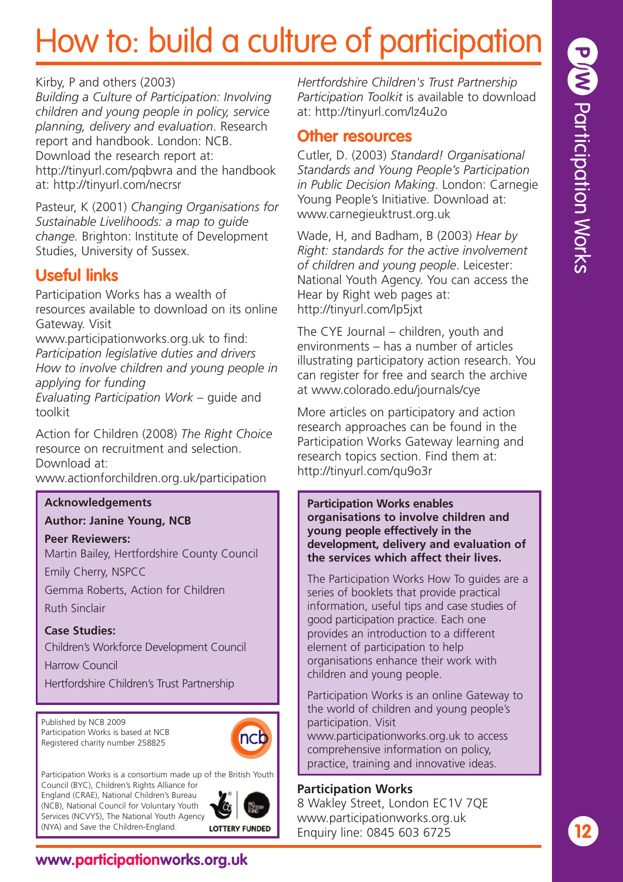# How to: build a culture of participation

Kirby, P and others (2003) *Building a Culture of Participation: Involving children and young people in policy, service planning, delivery and evaluation*. Research report and handbook. London: NCB. Download the research report at: http://tinyurl.com/pqbwra and the handbook at: http://tinyurl.com/necrsr

Pasteur, K (2001) *Changing Organisations for Sustainable Livelihoods: a map to guide change.* Brighton: Institute of Development Studies, University of Sussex.

## Useful links

Participation Works has a wealth of resources available to download on its online Gateway. Visit www.participationworks.org.uk to find:
*Participation legislative duties and drivers*
*How to involve children and young people in applying for funding*
*Evaluating Participation Work* – guide and toolkit

Action for Children (2008) *The Right Choice* resource on recruitment and selection. Download at: www.actionforchildren.org.uk/participation

*Hertfordshire Children's Trust Partnership Participation Toolkit* is available to download at: http://tinyurl.com/lz4u2o

## Other resources

Cutler, D. (2003) *Standard! Organisational Standards and Young People's Participation in Public Decision Making*. London: Carnegie Young People's Initiative. Download at: www.carnegieuktrust.org.uk

Wade, H, and Badham, B (2003) *Hear by Right: standards for the active involvement of children and young people*. Leicester: National Youth Agency. You can access the Hear by Right web pages at: http://tinyurl.com/lp5jxt

The CYE Journal – children, youth and environments – has a number of articles illustrating participatory action research. You can register for free and search the archive at www.colorado.edu/journals/cye

More articles on participatory and action research approaches can be found in the Participation Works Gateway learning and research topics section. Find them at: http://tinyurl.com/qu9o3r

**Acknowledgements**

**Author: Janine Young, NCB**

**Peer Reviewers:**
Martin Bailey, Hertfordshire County Council
Emily Cherry, NSPCC
Gemma Roberts, Action for Children
Ruth Sinclair

**Case Studies:**
Children's Workforce Development Council
Harrow Council
Hertfordshire Children's Trust Partnership

**Participation Works enables organisations to involve children and young people effectively in the development, delivery and evaluation of the services which affect their lives.**

The Participation Works How To guides are a series of booklets that provide practical information, useful tips and case studies of good participation practice. Each one provides an introduction to a different element of participation to help organisations enhance their work with children and young people.

Participation Works is an online Gateway to the world of children and young people's participation. Visit www.participationworks.org.uk to access comprehensive information on policy, practice, training and innovative ideas.

Published by NCB 2009
Participation Works is based at NCB
Registered charity number 258825

Participation Works is a consortium made up of the British Youth Council (BYC), Children's Rights Alliance for England (CRAE), National Children's Bureau (NCB), National Council for Voluntary Youth Services (NCVYS), The National Youth Agency (NYA) and Save the Children-England.

LOTTERY FUNDED

**Participation Works**
8 Wakley Street, London EC1V 7QE
www.participationworks.org.uk
Enquiry line: 0845 603 6725

www.participationworks.org.uk